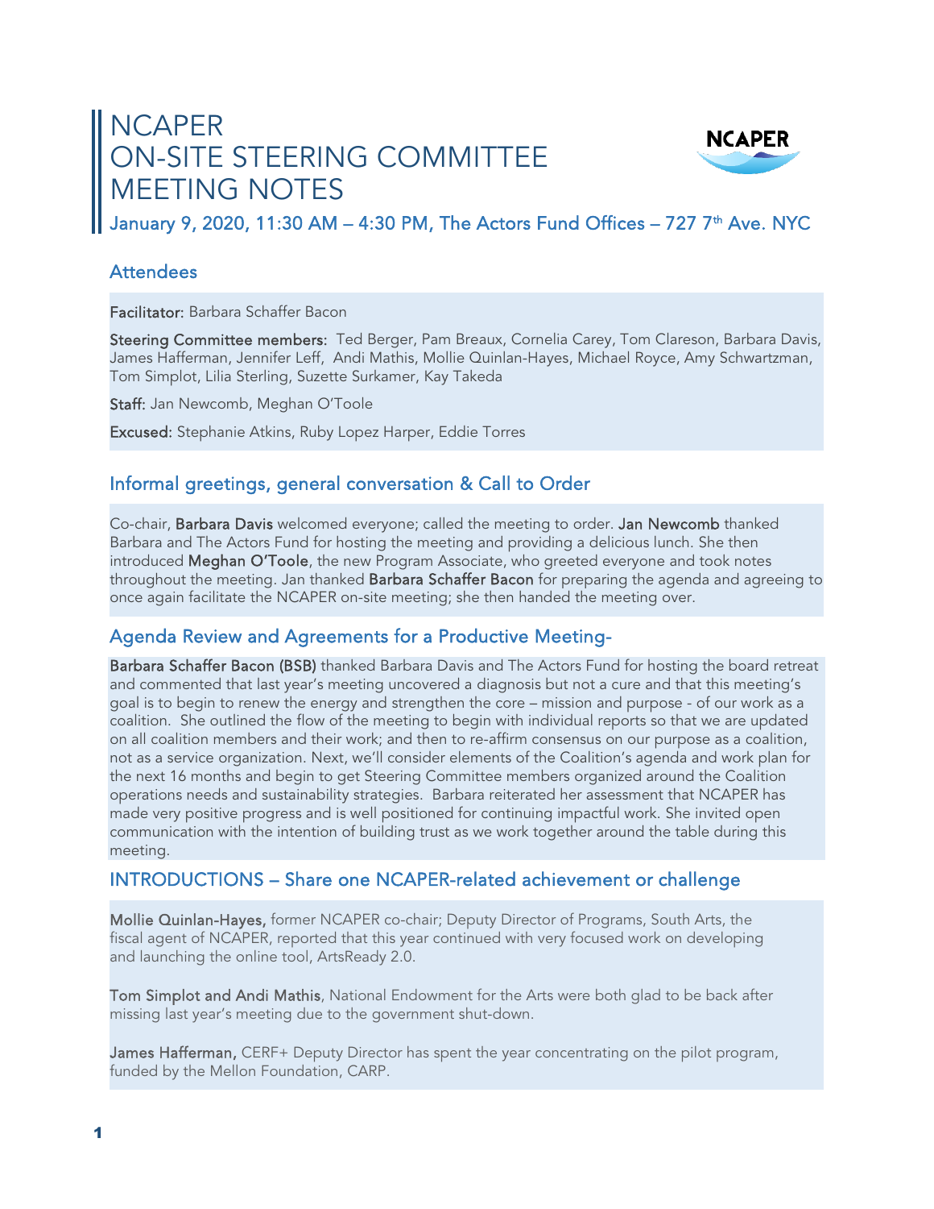# NCAPER ON-SITE STEERING COMMITTEE MEETING NOTES

January 9, 2020, 11:30 AM – 4:30 PM, The Actors Fund Offices – 727 7th Ave. NYC

## Attendees

**Facilitator:** Barbara Schaffer Bacon

**Steering Committee members:** Ted Berger, Pam Breaux, Cornelia Carey, Tom Clareson, Barbara Davis, James Hafferman, Jennifer Leff, Andi Mathis, Mollie Quinlan-Hayes, Michael Royce, Amy Schwartzman, Tom Simplot, Lilia Sterling, Suzette Surkamer, Kay Takeda

**Staff:** Jan Newcomb, Meghan O'Toole

**Excused:** Stephanie Atkins, Ruby Lopez Harper, Eddie Torres

## Informal greetings, general conversation & Call to Order

Co-chair, **Barbara Davis** welcomed everyone; called the meeting to order. **Jan Newcomb** thanked Barbara and The Actors Fund for hosting the meeting and providing a delicious lunch. She then introduced **Meghan O'Toole**, the new Program Associate, who greeted everyone and took notes throughout the meeting. Jan thanked **Barbara Schaffer Bacon** for preparing the agenda and agreeing to once again facilitate the NCAPER on-site meeting; she then handed the meeting over.

## Agenda Review and Agreements for a Productive Meeting-

**Barbara Schaffer Bacon (BSB)** thanked Barbara Davis and The Actors Fund for hosting the board retreat and commented that last year's meeting uncovered a diagnosis but not a cure and that this meeting's goal is to begin to renew the energy and strengthen the core – mission and purpose - of our work as a coalition. She outlined the flow of the meeting to begin with individual reports so that we are updated on all coalition members and their work; and then to re-affirm consensus on our purpose as a coalition, not as a service organization. Next, we'll consider elements of the Coalition's agenda and work plan for the next 16 months and begin to get Steering Committee members organized around the Coalition operations needs and sustainability strategies. Barbara reiterated her assessment that NCAPER has made very positive progress and is well positioned for continuing impactful work. She invited open communication with the intention of building trust as we work together around the table during this meeting.

## INTRODUCTIONS – Share one NCAPER-related achievement or challenge

**Mollie Quinlan-Hayes,** former NCAPER co-chair; Deputy Director of Programs, South Arts, the fiscal agent of NCAPER, reported that this year continued with very focused work on developing and launching the online tool, ArtsReady 2.0.

**Tom Simplot and Andi Mathis**, National Endowment for the Arts were both glad to be back after missing last year's meeting due to the government shut-down.

**James Hafferman,** CERF+ Deputy Director has spent the year concentrating on the pilot program, funded by the Mellon Foundation, CARP.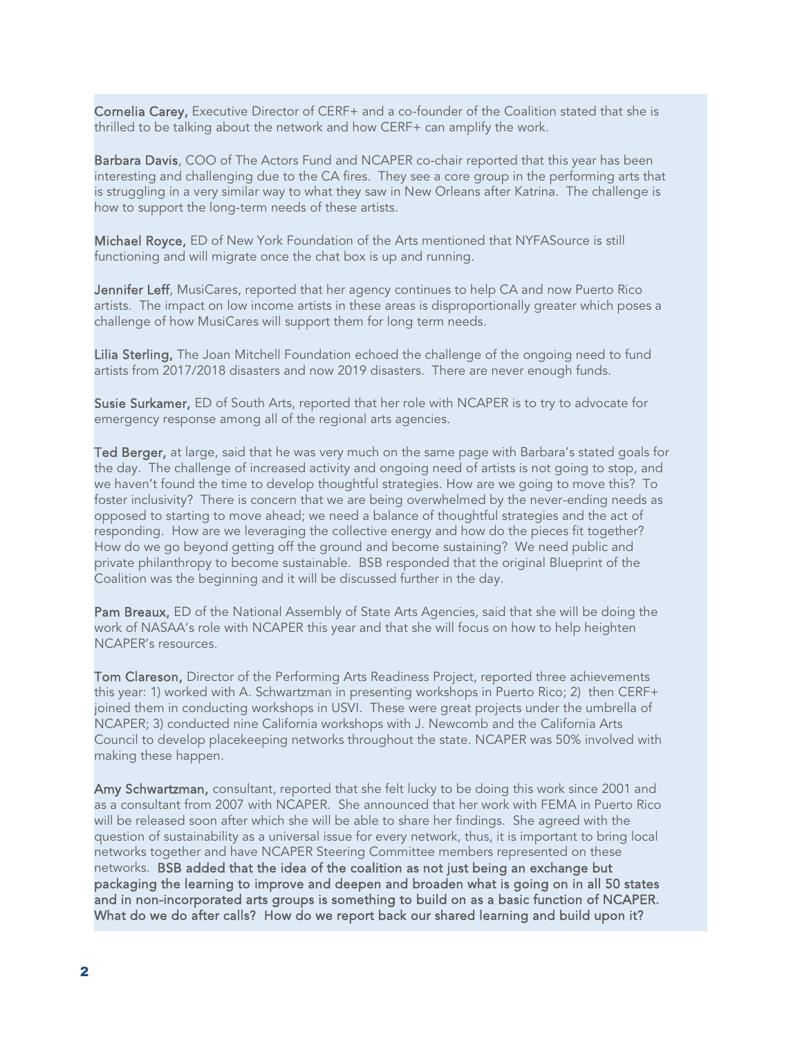**Cornelia Carey,** Executive Director of CERF+ and a co-founder of the Coalition stated that she is thrilled to be talking about the network and how CERF+ can amplify the work.

**Barbara Davis**, COO of The Actors Fund and NCAPER co-chair reported that this year has been interesting and challenging due to the CA fires. They see a core group in the performing arts that is struggling in a very similar way to what they saw in New Orleans after Katrina. The challenge is how to support the long-term needs of these artists.

**Michael Royce,** ED of New York Foundation of the Arts mentioned that NYFASource is still functioning and will migrate once the chat box is up and running.

**Jennifer Leff**, MusiCares, reported that her agency continues to help CA and now Puerto Rico artists. The impact on low income artists in these areas is disproportionally greater which poses a challenge of how MusiCares will support them for long term needs.

**Lilia Sterling,** The Joan Mitchell Foundation echoed the challenge of the ongoing need to fund artists from 2017/2018 disasters and now 2019 disasters. There are never enough funds.

**Susie Surkamer,** ED of South Arts, reported that her role with NCAPER is to try to advocate for emergency response among all of the regional arts agencies.

**Ted Berger,** at large, said that he was very much on the same page with Barbara's stated goals for the day. The challenge of increased activity and ongoing need of artists is not going to stop, and we haven't found the time to develop thoughtful strategies. How are we going to move this? To foster inclusivity? There is concern that we are being overwhelmed by the never-ending needs as opposed to starting to move ahead; we need a balance of thoughtful strategies and the act of responding. How are we leveraging the collective energy and how do the pieces fit together? How do we go beyond getting off the ground and become sustaining? We need public and private philanthropy to become sustainable. BSB responded that the original Blueprint of the Coalition was the beginning and it will be discussed further in the day.

**Pam Breaux,** ED of the National Assembly of State Arts Agencies, said that she will be doing the work of NASAA's role with NCAPER this year and that she will focus on how to help heighten NCAPER's resources.

**Tom Clareson,** Director of the Performing Arts Readiness Project, reported three achievements this year: 1) worked with A. Schwartzman in presenting workshops in Puerto Rico; 2) then CERF+ joined them in conducting workshops in USVI. These were great projects under the umbrella of NCAPER; 3) conducted nine California workshops with J. Newcomb and the California Arts Council to develop placekeeping networks throughout the state. NCAPER was 50% involved with making these happen.

**Amy Schwartzman,** consultant, reported that she felt lucky to be doing this work since 2001 and as a consultant from 2007 with NCAPER. She announced that her work with FEMA in Puerto Rico will be released soon after which she will be able to share her findings. She agreed with the question of sustainability as a universal issue for every network, thus, it is important to bring local networks together and have NCAPER Steering Committee members represented on these networks. **BSB added that the idea of the coalition as not just being an exchange but packaging the learning to improve and deepen and broaden what is going on in all 50 states and in non-incorporated arts groups is something to build on as a basic function of NCAPER. What do we do after calls? How do we report back our shared learning and build upon it?**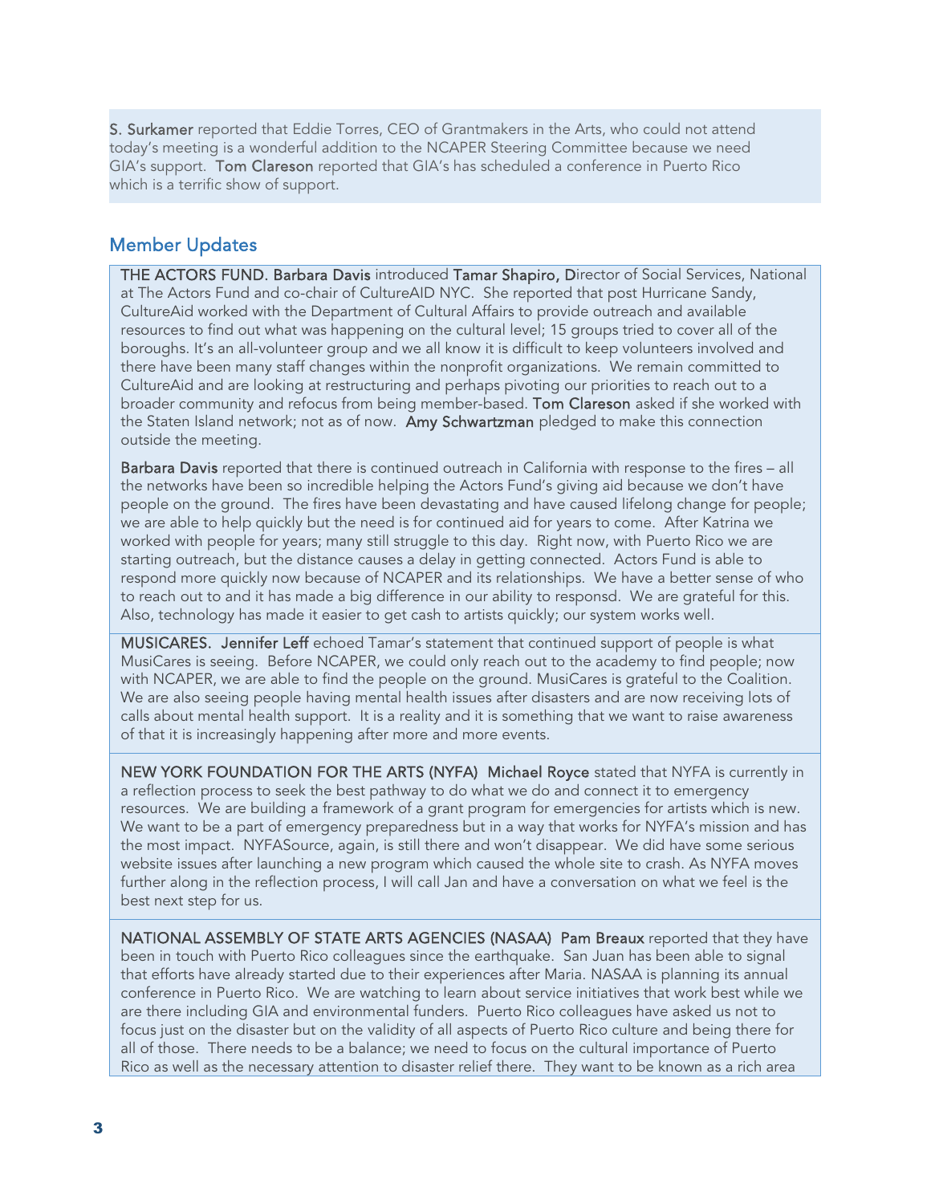**S. Surkamer** reported that Eddie Torres, CEO of Grantmakers in the Arts, who could not attend today's meeting is a wonderful addition to the NCAPER Steering Committee because we need GIA's support. **Tom Clareson** reported that GIA's has scheduled a conference in Puerto Rico which is a terrific show of support.

## Member Updates

**THE ACTORS FUND. Barbara Davis** introduced **Tamar Shapiro, D**irector of Social Services, National at The Actors Fund and co-chair of CultureAID NYC. She reported that post Hurricane Sandy, CultureAid worked with the Department of Cultural Affairs to provide outreach and available resources to find out what was happening on the cultural level; 15 groups tried to cover all of the boroughs. It's an all-volunteer group and we all know it is difficult to keep volunteers involved and there have been many staff changes within the nonprofit organizations. We remain committed to CultureAid and are looking at restructuring and perhaps pivoting our priorities to reach out to a broader community and refocus from being member-based. **Tom Clareson** asked if she worked with the Staten Island network; not as of now. **Amy Schwartzman** pledged to make this connection outside the meeting.

**Barbara Davis** reported that there is continued outreach in California with response to the fires – all the networks have been so incredible helping the Actors Fund's giving aid because we don't have people on the ground. The fires have been devastating and have caused lifelong change for people; we are able to help quickly but the need is for continued aid for years to come. After Katrina we worked with people for years; many still struggle to this day. Right now, with Puerto Rico we are starting outreach, but the distance causes a delay in getting connected. Actors Fund is able to respond more quickly now because of NCAPER and its relationships. We have a better sense of who to reach out to and it has made a big difference in our ability to responsd. We are grateful for this. Also, technology has made it easier to get cash to artists quickly; our system works well.

**MUSICARES. Jennifer Leff** echoed Tamar's statement that continued support of people is what MusiCares is seeing. Before NCAPER, we could only reach out to the academy to find people; now with NCAPER, we are able to find the people on the ground. MusiCares is grateful to the Coalition. We are also seeing people having mental health issues after disasters and are now receiving lots of calls about mental health support. It is a reality and it is something that we want to raise awareness of that it is increasingly happening after more and more events.

**NEW YORK FOUNDATION FOR THE ARTS (NYFA) Michael Royce** stated that NYFA is currently in a reflection process to seek the best pathway to do what we do and connect it to emergency resources. We are building a framework of a grant program for emergencies for artists which is new. We want to be a part of emergency preparedness but in a way that works for NYFA's mission and has the most impact. NYFASource, again, is still there and won't disappear. We did have some serious website issues after launching a new program which caused the whole site to crash. As NYFA moves further along in the reflection process, I will call Jan and have a conversation on what we feel is the best next step for us.

**NATIONAL ASSEMBLY OF STATE ARTS AGENCIES (NASAA) Pam Breaux** reported that they have been in touch with Puerto Rico colleagues since the earthquake. San Juan has been able to signal that efforts have already started due to their experiences after Maria. NASAA is planning its annual conference in Puerto Rico. We are watching to learn about service initiatives that work best while we are there including GIA and environmental funders. Puerto Rico colleagues have asked us not to focus just on the disaster but on the validity of all aspects of Puerto Rico culture and being there for all of those. There needs to be a balance; we need to focus on the cultural importance of Puerto Rico as well as the necessary attention to disaster relief there. They want to be known as a rich area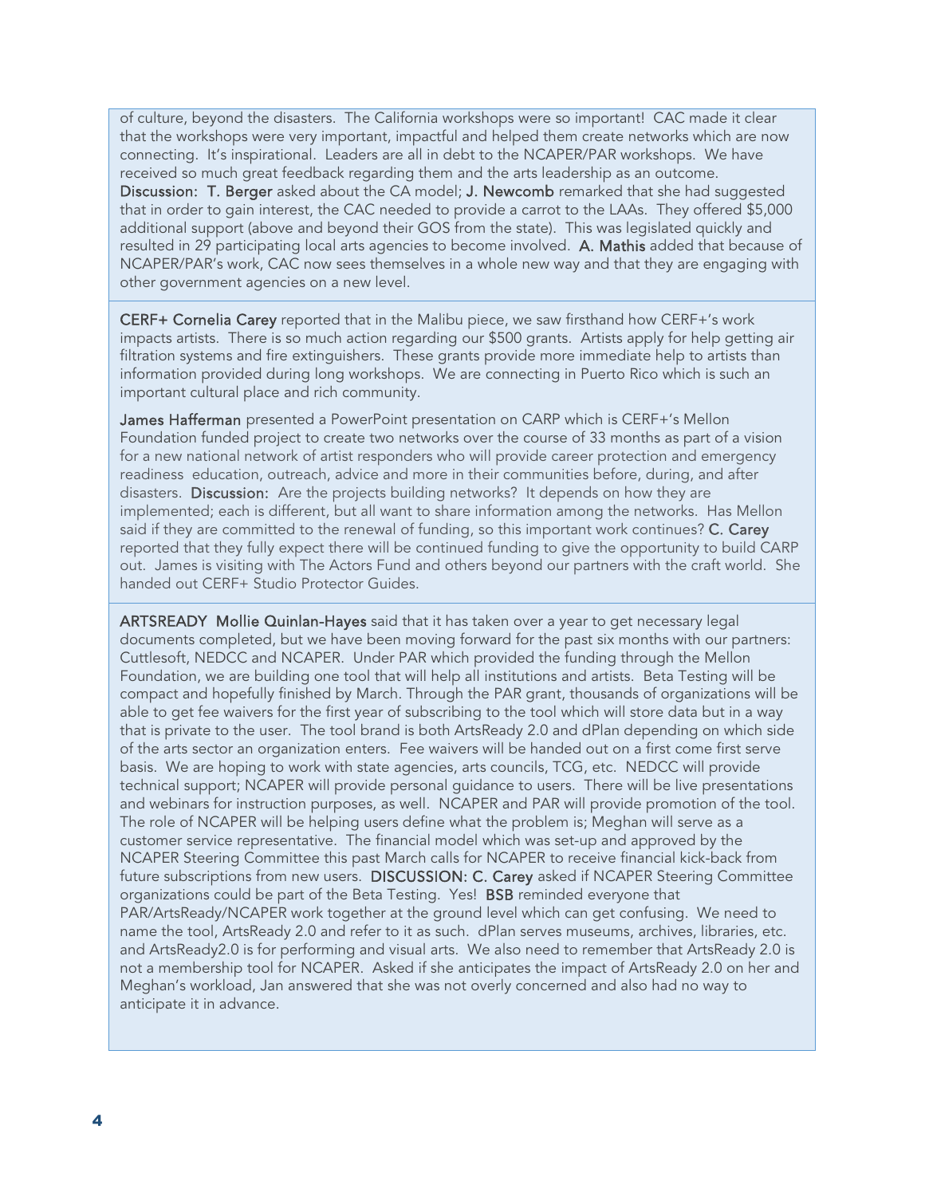of culture, beyond the disasters. The California workshops were so important! CAC made it clear that the workshops were very important, impactful and helped them create networks which are now connecting. It's inspirational. Leaders are all in debt to the NCAPER/PAR workshops. We have received so much great feedback regarding them and the arts leadership as an outcome. **Discussion: T. Berger** asked about the CA model; **J. Newcomb** remarked that she had suggested that in order to gain interest, the CAC needed to provide a carrot to the LAAs. They offered $5,000 additional support (above and beyond their GOS from the state). This was legislated quickly and resulted in 29 participating local arts agencies to become involved. **A. Mathis** added that because of NCAPER/PAR's work, CAC now sees themselves in a whole new way and that they are engaging with other government agencies on a new level.

**CERF+ Cornelia Carey** reported that in the Malibu piece, we saw firsthand how CERF+'s work impacts artists. There is so much action regarding our $500 grants. Artists apply for help getting air filtration systems and fire extinguishers. These grants provide more immediate help to artists than information provided during long workshops. We are connecting in Puerto Rico which is such an important cultural place and rich community.

**James Hafferman** presented a PowerPoint presentation on CARP which is CERF+'s Mellon Foundation funded project to create two networks over the course of 33 months as part of a vision for a new national network of artist responders who will provide career protection and emergency readiness education, outreach, advice and more in their communities before, during, and after disasters. **Discussion:** Are the projects building networks? It depends on how they are implemented; each is different, but all want to share information among the networks. Has Mellon said if they are committed to the renewal of funding, so this important work continues? **C. Carey** reported that they fully expect there will be continued funding to give the opportunity to build CARP out. James is visiting with The Actors Fund and others beyond our partners with the craft world. She handed out CERF+ Studio Protector Guides.

**ARTSREADY Mollie Quinlan-Hayes** said that it has taken over a year to get necessary legal documents completed, but we have been moving forward for the past six months with our partners: Cuttlesoft, NEDCC and NCAPER. Under PAR which provided the funding through the Mellon Foundation, we are building one tool that will help all institutions and artists. Beta Testing will be compact and hopefully finished by March. Through the PAR grant, thousands of organizations will be able to get fee waivers for the first year of subscribing to the tool which will store data but in a way that is private to the user. The tool brand is both ArtsReady 2.0 and dPlan depending on which side of the arts sector an organization enters. Fee waivers will be handed out on a first come first serve basis. We are hoping to work with state agencies, arts councils, TCG, etc. NEDCC will provide technical support; NCAPER will provide personal guidance to users. There will be live presentations and webinars for instruction purposes, as well. NCAPER and PAR will provide promotion of the tool. The role of NCAPER will be helping users define what the problem is; Meghan will serve as a customer service representative. The financial model which was set-up and approved by the NCAPER Steering Committee this past March calls for NCAPER to receive financial kick-back from future subscriptions from new users. **DISCUSSION: C. Carey** asked if NCAPER Steering Committee organizations could be part of the Beta Testing. Yes! **BSB** reminded everyone that PAR/ArtsReady/NCAPER work together at the ground level which can get confusing. We need to name the tool, ArtsReady 2.0 and refer to it as such. dPlan serves museums, archives, libraries, etc. and ArtsReady2.0 is for performing and visual arts. We also need to remember that ArtsReady 2.0 is not a membership tool for NCAPER. Asked if she anticipates the impact of ArtsReady 2.0 on her and Meghan's workload, Jan answered that she was not overly concerned and also had no way to anticipate it in advance.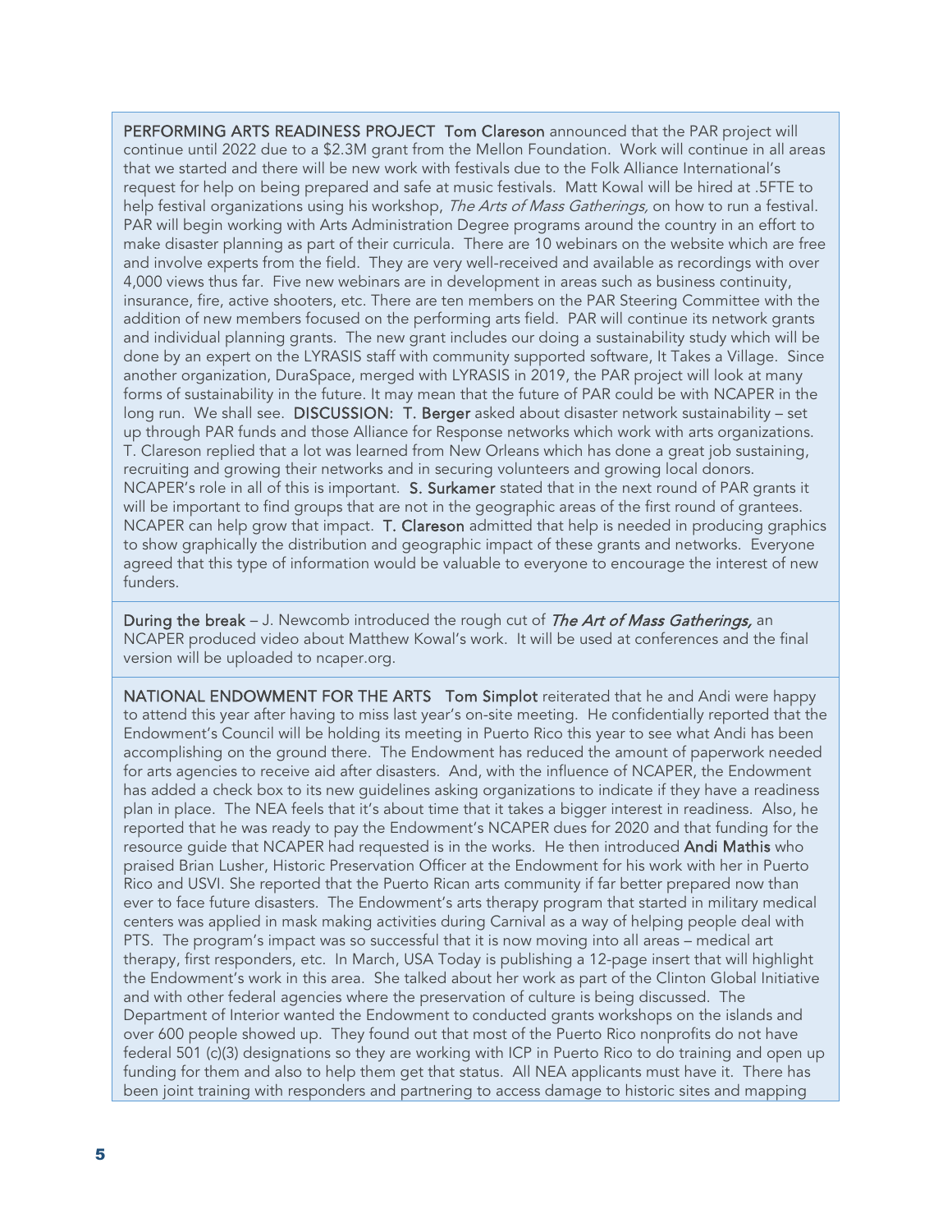**PERFORMING ARTS READINESS PROJECT** **Tom Clareson** announced that the PAR project will continue until 2022 due to a $2.3M grant from the Mellon Foundation. Work will continue in all areas that we started and there will be new work with festivals due to the Folk Alliance International's request for help on being prepared and safe at music festivals. Matt Kowal will be hired at .5FTE to help festival organizations using his workshop, *The Arts of Mass Gatherings,* on how to run a festival. PAR will begin working with Arts Administration Degree programs around the country in an effort to make disaster planning as part of their curricula. There are 10 webinars on the website which are free and involve experts from the field. They are very well-received and available as recordings with over 4,000 views thus far. Five new webinars are in development in areas such as business continuity, insurance, fire, active shooters, etc. There are ten members on the PAR Steering Committee with the addition of new members focused on the performing arts field. PAR will continue its network grants and individual planning grants. The new grant includes our doing a sustainability study which will be done by an expert on the LYRASIS staff with community supported software, It Takes a Village. Since another organization, DuraSpace, merged with LYRASIS in 2019, the PAR project will look at many forms of sustainability in the future. It may mean that the future of PAR could be with NCAPER in the long run. We shall see. **DISCUSSION:** **T. Berger** asked about disaster network sustainability – set up through PAR funds and those Alliance for Response networks which work with arts organizations. T. Clareson replied that a lot was learned from New Orleans which has done a great job sustaining, recruiting and growing their networks and in securing volunteers and growing local donors. NCAPER's role in all of this is important. **S. Surkamer** stated that in the next round of PAR grants it will be important to find groups that are not in the geographic areas of the first round of grantees. NCAPER can help grow that impact. **T. Clareson** admitted that help is needed in producing graphics to show graphically the distribution and geographic impact of these grants and networks. Everyone agreed that this type of information would be valuable to everyone to encourage the interest of new funders.

**During the break** – J. Newcomb introduced the rough cut of *The Art of Mass Gatherings,* an NCAPER produced video about Matthew Kowal's work. It will be used at conferences and the final version will be uploaded to ncaper.org.

**NATIONAL ENDOWMENT FOR THE ARTS** **Tom Simplot** reiterated that he and Andi were happy to attend this year after having to miss last year's on-site meeting. He confidentially reported that the Endowment's Council will be holding its meeting in Puerto Rico this year to see what Andi has been accomplishing on the ground there. The Endowment has reduced the amount of paperwork needed for arts agencies to receive aid after disasters. And, with the influence of NCAPER, the Endowment has added a check box to its new guidelines asking organizations to indicate if they have a readiness plan in place. The NEA feels that it's about time that it takes a bigger interest in readiness. Also, he reported that he was ready to pay the Endowment's NCAPER dues for 2020 and that funding for the resource guide that NCAPER had requested is in the works. He then introduced **Andi Mathis** who praised Brian Lusher, Historic Preservation Officer at the Endowment for his work with her in Puerto Rico and USVI. She reported that the Puerto Rican arts community if far better prepared now than ever to face future disasters. The Endowment's arts therapy program that started in military medical centers was applied in mask making activities during Carnival as a way of helping people deal with PTS. The program's impact was so successful that it is now moving into all areas – medical art therapy, first responders, etc. In March, USA Today is publishing a 12-page insert that will highlight the Endowment's work in this area. She talked about her work as part of the Clinton Global Initiative and with other federal agencies where the preservation of culture is being discussed. The Department of Interior wanted the Endowment to conducted grants workshops on the islands and over 600 people showed up. They found out that most of the Puerto Rico nonprofits do not have federal 501 (c)(3) designations so they are working with ICP in Puerto Rico to do training and open up funding for them and also to help them get that status. All NEA applicants must have it. There has been joint training with responders and partnering to access damage to historic sites and mapping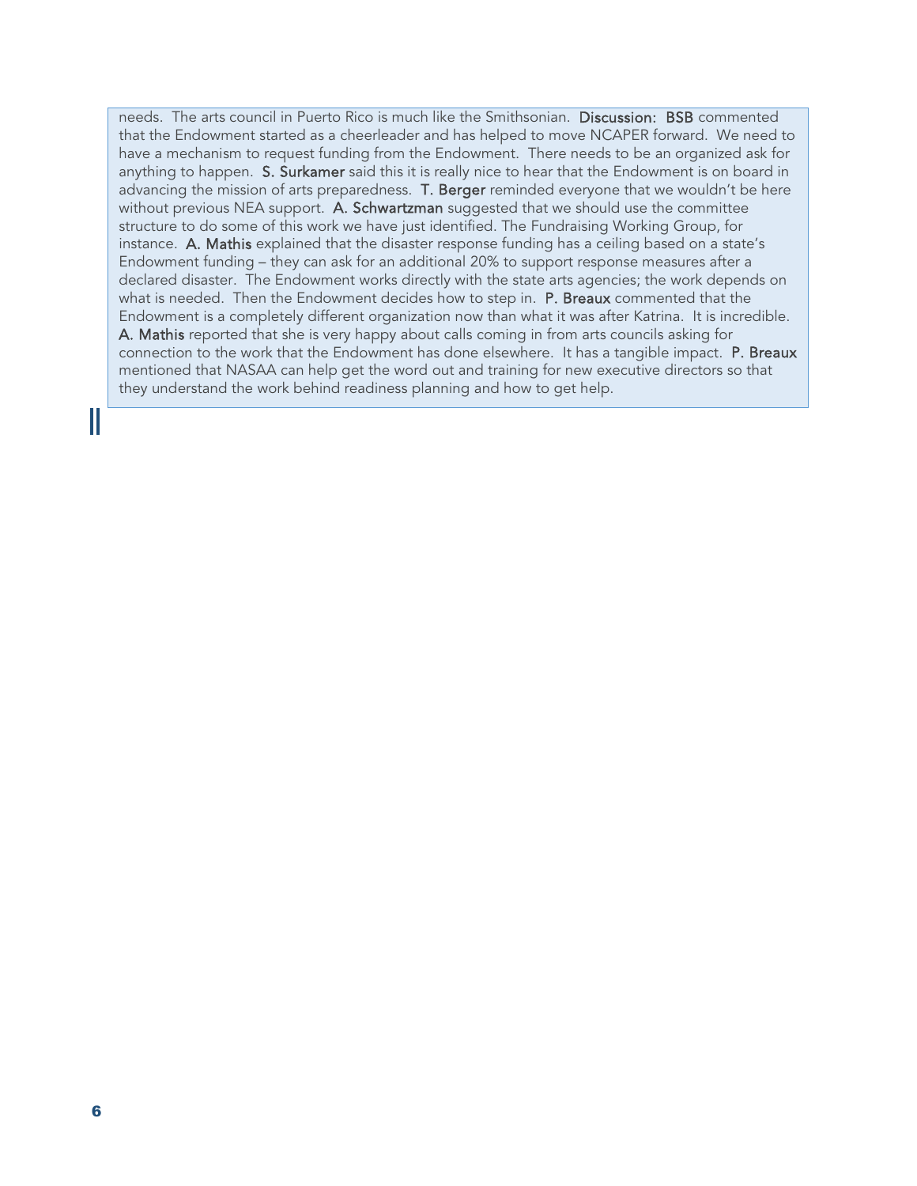needs. The arts council in Puerto Rico is much like the Smithsonian. **Discussion: BSB** commented that the Endowment started as a cheerleader and has helped to move NCAPER forward. We need to have a mechanism to request funding from the Endowment. There needs to be an organized ask for anything to happen. **S. Surkamer** said this it is really nice to hear that the Endowment is on board in advancing the mission of arts preparedness. **T. Berger** reminded everyone that we wouldn't be here without previous NEA support. **A. Schwartzman** suggested that we should use the committee structure to do some of this work we have just identified. The Fundraising Working Group, for instance. **A. Mathis** explained that the disaster response funding has a ceiling based on a state's Endowment funding – they can ask for an additional 20% to support response measures after a declared disaster. The Endowment works directly with the state arts agencies; the work depends on what is needed. Then the Endowment decides how to step in. **P. Breaux** commented that the Endowment is a completely different organization now than what it was after Katrina. It is incredible. **A. Mathis** reported that she is very happy about calls coming in from arts councils asking for connection to the work that the Endowment has done elsewhere. It has a tangible impact. **P. Breaux** mentioned that NASAA can help get the word out and training for new executive directors so that they understand the work behind readiness planning and how to get help.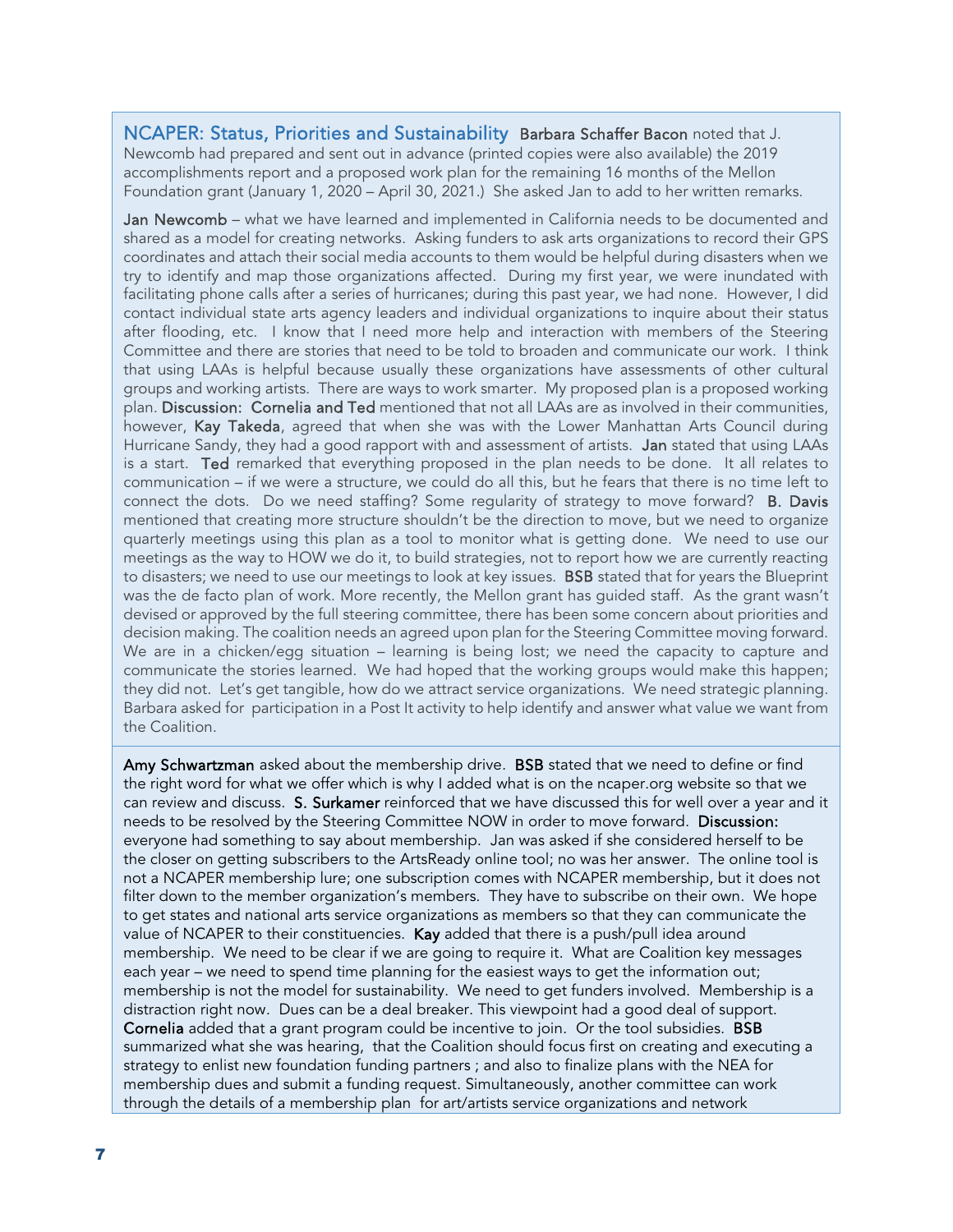**NCAPER: Status, Priorities and Sustainability** **Barbara Schaffer Bacon** noted that J. Newcomb had prepared and sent out in advance (printed copies were also available) the 2019 accomplishments report and a proposed work plan for the remaining 16 months of the Mellon Foundation grant (January 1, 2020 – April 30, 2021.) She asked Jan to add to her written remarks.

**Jan Newcomb** – what we have learned and implemented in California needs to be documented and shared as a model for creating networks. Asking funders to ask arts organizations to record their GPS coordinates and attach their social media accounts to them would be helpful during disasters when we try to identify and map those organizations affected. During my first year, we were inundated with facilitating phone calls after a series of hurricanes; during this past year, we had none. However, I did contact individual state arts agency leaders and individual organizations to inquire about their status after flooding, etc. I know that I need more help and interaction with members of the Steering Committee and there are stories that need to be told to broaden and communicate our work. I think that using LAAs is helpful because usually these organizations have assessments of other cultural groups and working artists. There are ways to work smarter. My proposed plan is a proposed working plan. **Discussion: Cornelia and Ted** mentioned that not all LAAs are as involved in their communities, however, **Kay Takeda**, agreed that when she was with the Lower Manhattan Arts Council during Hurricane Sandy, they had a good rapport with and assessment of artists. **Jan** stated that using LAAs is a start. **Ted** remarked that everything proposed in the plan needs to be done. It all relates to communication – if we were a structure, we could do all this, but he fears that there is no time left to connect the dots. Do we need staffing? Some regularity of strategy to move forward? **B. Davis** mentioned that creating more structure shouldn't be the direction to move, but we need to organize quarterly meetings using this plan as a tool to monitor what is getting done. We need to use our meetings as the way to HOW we do it, to build strategies, not to report how we are currently reacting to disasters; we need to use our meetings to look at key issues. **BSB** stated that for years the Blueprint was the de facto plan of work. More recently, the Mellon grant has guided staff. As the grant wasn't devised or approved by the full steering committee, there has been some concern about priorities and decision making. The coalition needs an agreed upon plan for the Steering Committee moving forward. We are in a chicken/egg situation – learning is being lost; we need the capacity to capture and communicate the stories learned. We had hoped that the working groups would make this happen; they did not. Let's get tangible, how do we attract service organizations. We need strategic planning. Barbara asked for participation in a Post It activity to help identify and answer what value we want from the Coalition.

**Amy Schwartzman** asked about the membership drive. **BSB** stated that we need to define or find the right word for what we offer which is why I added what is on the ncaper.org website so that we can review and discuss. **S. Surkamer** reinforced that we have discussed this for well over a year and it needs to be resolved by the Steering Committee NOW in order to move forward. **Discussion:** everyone had something to say about membership. Jan was asked if she considered herself to be the closer on getting subscribers to the ArtsReady online tool; no was her answer. The online tool is not a NCAPER membership lure; one subscription comes with NCAPER membership, but it does not filter down to the member organization's members. They have to subscribe on their own. We hope to get states and national arts service organizations as members so that they can communicate the value of NCAPER to their constituencies. **Kay** added that there is a push/pull idea around membership. We need to be clear if we are going to require it. What are Coalition key messages each year – we need to spend time planning for the easiest ways to get the information out; membership is not the model for sustainability. We need to get funders involved. Membership is a distraction right now. Dues can be a deal breaker. This viewpoint had a good deal of support. **Cornelia** added that a grant program could be incentive to join. Or the tool subsidies. **BSB** summarized what she was hearing, that the Coalition should focus first on creating and executing a strategy to enlist new foundation funding partners ; and also to finalize plans with the NEA for membership dues and submit a funding request. Simultaneously, another committee can work through the details of a membership plan for art/artists service organizations and network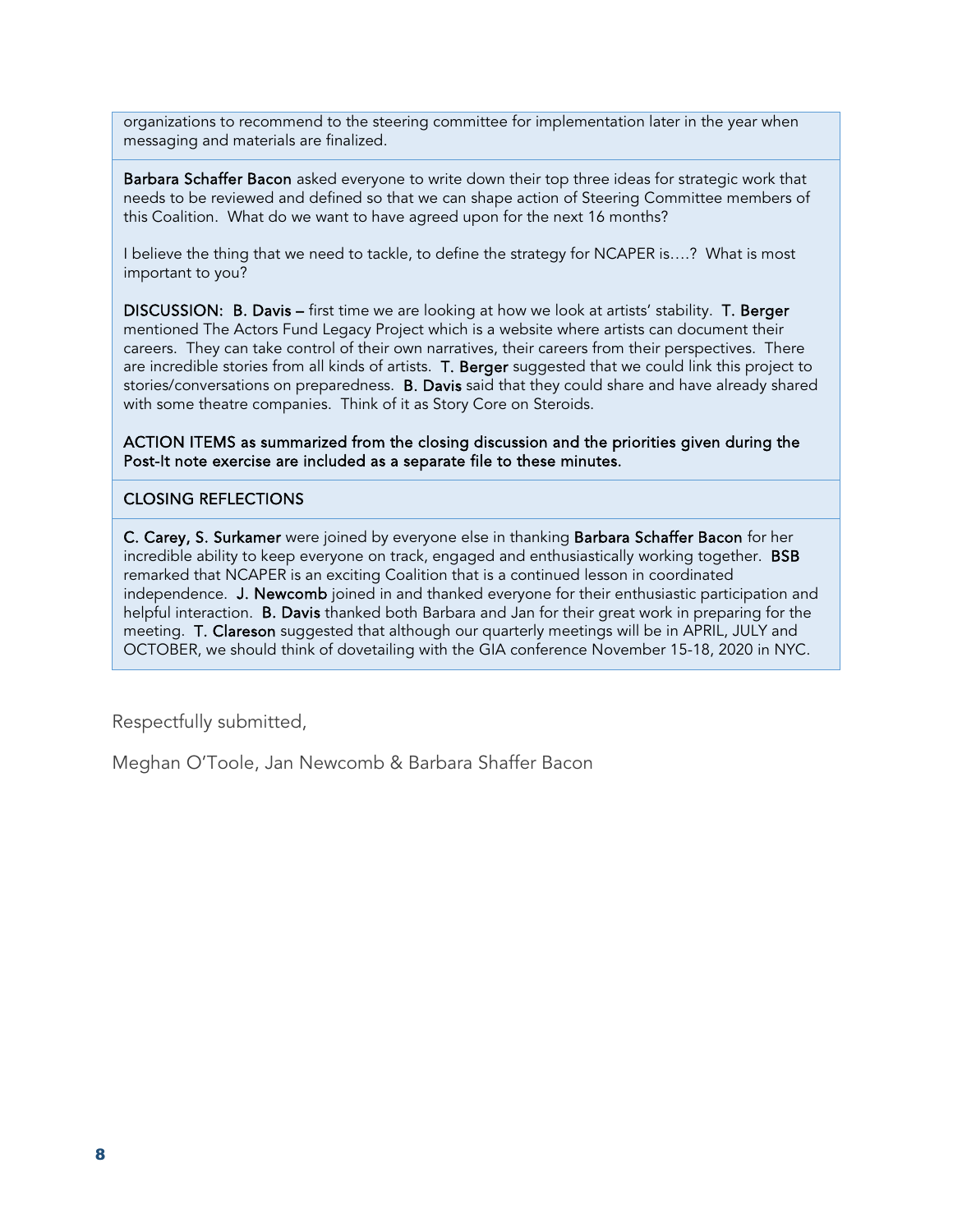organizations to recommend to the steering committee for implementation later in the year when messaging and materials are finalized.

**Barbara Schaffer Bacon** asked everyone to write down their top three ideas for strategic work that needs to be reviewed and defined so that we can shape action of Steering Committee members of this Coalition. What do we want to have agreed upon for the next 16 months?

I believe the thing that we need to tackle, to define the strategy for NCAPER is….? What is most important to you?

**DISCUSSION: B. Davis –** first time we are looking at how we look at artists' stability. **T. Berger** mentioned The Actors Fund Legacy Project which is a website where artists can document their careers. They can take control of their own narratives, their careers from their perspectives. There are incredible stories from all kinds of artists. **T. Berger** suggested that we could link this project to stories/conversations on preparedness. **B. Davis** said that they could share and have already shared with some theatre companies. Think of it as Story Core on Steroids.

**ACTION ITEMS as summarized from the closing discussion and the priorities given during the Post-It note exercise are included as a separate file to these minutes.**

**CLOSING REFLECTIONS**

**C. Carey, S. Surkamer** were joined by everyone else in thanking **Barbara Schaffer Bacon** for her incredible ability to keep everyone on track, engaged and enthusiastically working together. **BSB** remarked that NCAPER is an exciting Coalition that is a continued lesson in coordinated independence. **J. Newcomb** joined in and thanked everyone for their enthusiastic participation and helpful interaction. **B. Davis** thanked both Barbara and Jan for their great work in preparing for the meeting. **T. Clareson** suggested that although our quarterly meetings will be in APRIL, JULY and OCTOBER, we should think of dovetailing with the GIA conference November 15-18, 2020 in NYC.

Respectfully submitted,

Meghan O'Toole, Jan Newcomb & Barbara Shaffer Bacon